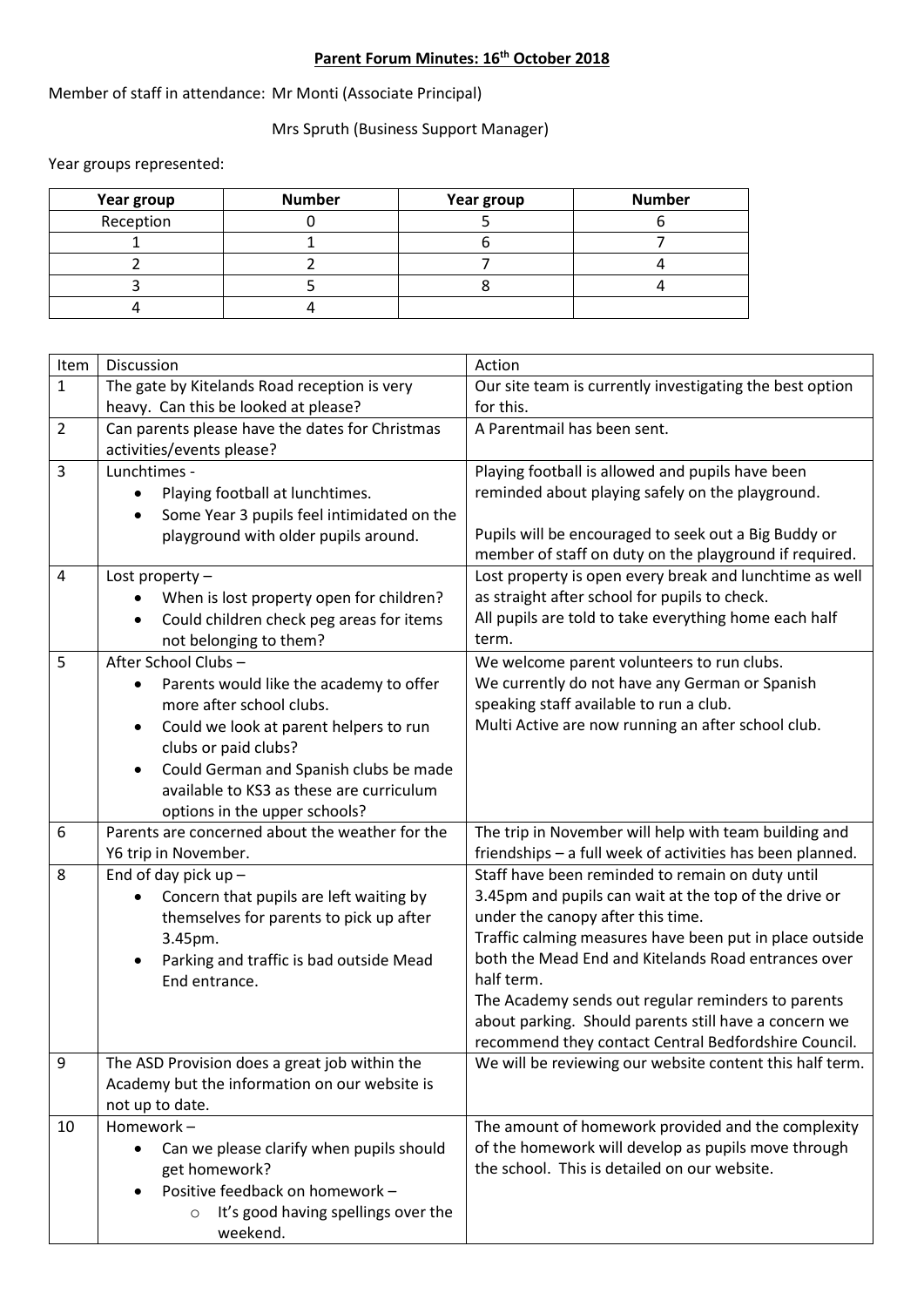**Parent Forum Minutes: 16th October 2018**

Member of staff in attendance: Mr Monti (Associate Principal)

Mrs Spruth (Business Support Manager)

Year groups represented:

| Year group | Number | Year group | Number |
|---|---|---|---|
| Reception | 0 | 5 | 6 |
| 1 | 1 | 6 | 7 |
| 2 | 2 | 7 | 4 |
| 3 | 5 | 8 | 4 |
| 4 | 4 | | |

| Item | Discussion | Action |
|---|---|---|
| 1 | The gate by Kitelands Road reception is very heavy. Can this be looked at please? | Our site team is currently investigating the best option for this. |
| 2 | Can parents please have the dates for Christmas activities/events please? | A Parentmail has been sent. |
| 3 | Lunchtimes - <br>• Playing football at lunchtimes.<br>• Some Year 3 pupils feel intimidated on the playground with older pupils around. | Playing football is allowed and pupils have been reminded about playing safely on the playground.<br><br>Pupils will be encouraged to seek out a Big Buddy or member of staff on duty on the playground if required. |
| 4 | Lost property –<br>• When is lost property open for children?<br>• Could children check peg areas for items not belonging to them? | Lost property is open every break and lunchtime as well as straight after school for pupils to check.<br>All pupils are told to take everything home each half term. |
| 5 | After School Clubs –<br>• Parents would like the academy to offer more after school clubs.<br>• Could we look at parent helpers to run clubs or paid clubs?<br>• Could German and Spanish clubs be made available to KS3 as these are curriculum options in the upper schools? | We welcome parent volunteers to run clubs.<br>We currently do not have any German or Spanish speaking staff available to run a club.<br>Multi Active are now running an after school club. |
| 6 | Parents are concerned about the weather for the Y6 trip in November. | The trip in November will help with team building and friendships – a full week of activities has been planned. |
| 8 | End of day pick up –<br>• Concern that pupils are left waiting by themselves for parents to pick up after 3.45pm.<br>• Parking and traffic is bad outside Mead End entrance. | Staff have been reminded to remain on duty until 3.45pm and pupils can wait at the top of the drive or under the canopy after this time.<br>Traffic calming measures have been put in place outside both the Mead End and Kitelands Road entrances over half term.<br>The Academy sends out regular reminders to parents about parking. Should parents still have a concern we recommend they contact Central Bedfordshire Council. |
| 9 | The ASD Provision does a great job within the Academy but the information on our website is not up to date. | We will be reviewing our website content this half term. |
| 10 | Homework –<br>• Can we please clarify when pupils should get homework?<br>• Positive feedback on homework –<br>&nbsp;&nbsp;&nbsp;&nbsp;o It's good having spellings over the weekend. | The amount of homework provided and the complexity of the homework will develop as pupils move through the school. This is detailed on our website. |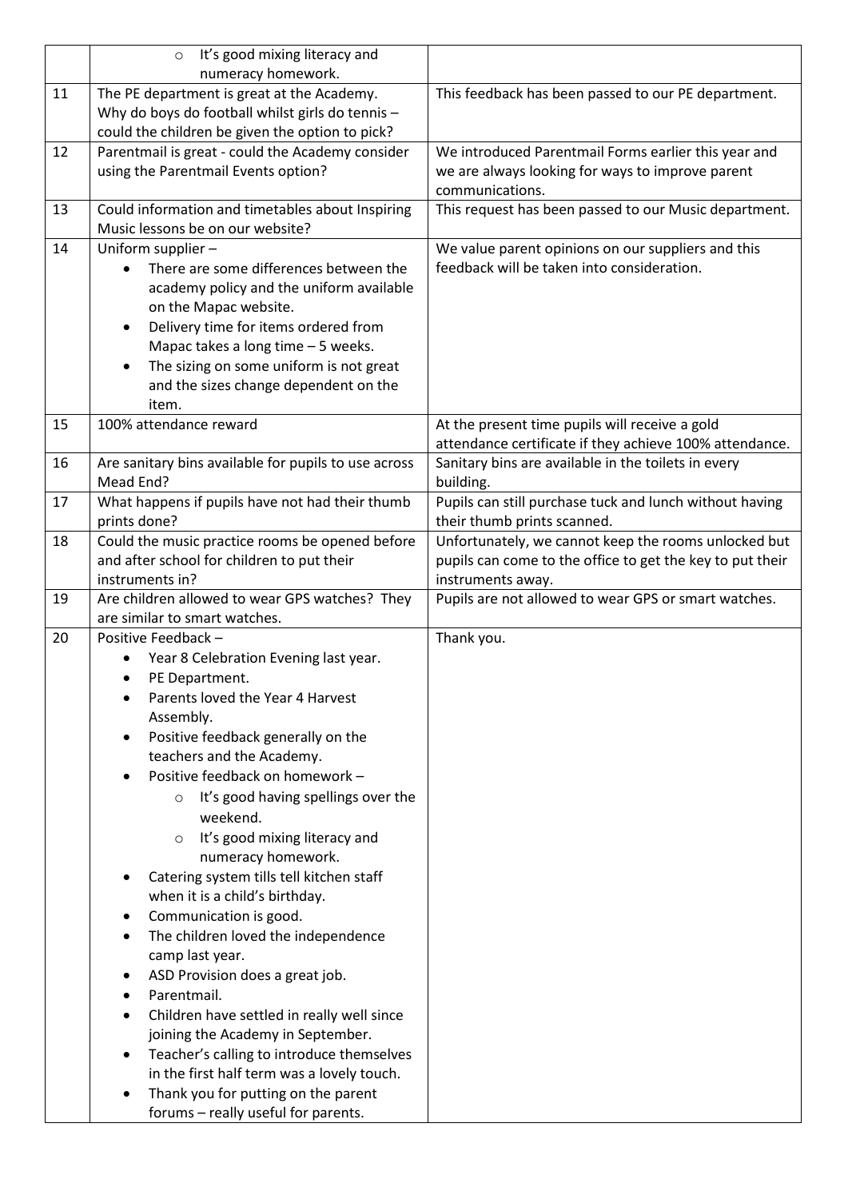| | | |
|---|---|---|
| | ◦ It's good mixing literacy and numeracy homework. | |
| 11 | The PE department is great at the Academy. Why do boys do football whilst girls do tennis – could the children be given the option to pick? | This feedback has been passed to our PE department. |
| 12 | Parentmail is great - could the Academy consider using the Parentmail Events option? | We introduced Parentmail Forms earlier this year and we are always looking for ways to improve parent communications. |
| 13 | Could information and timetables about Inspiring Music lessons be on our website? | This request has been passed to our Music department. |
| 14 | Uniform supplier – <br>• There are some differences between the academy policy and the uniform available on the Mapac website. <br>• Delivery time for items ordered from Mapac takes a long time – 5 weeks. <br>• The sizing on some uniform is not great and the sizes change dependent on the item. | We value parent opinions on our suppliers and this feedback will be taken into consideration. |
| 15 | 100% attendance reward | At the present time pupils will receive a gold attendance certificate if they achieve 100% attendance. |
| 16 | Are sanitary bins available for pupils to use across Mead End? | Sanitary bins are available in the toilets in every building. |
| 17 | What happens if pupils have not had their thumb prints done? | Pupils can still purchase tuck and lunch without having their thumb prints scanned. |
| 18 | Could the music practice rooms be opened before and after school for children to put their instruments in? | Unfortunately, we cannot keep the rooms unlocked but pupils can come to the office to get the key to put their instruments away. |
| 19 | Are children allowed to wear GPS watches? They are similar to smart watches. | Pupils are not allowed to wear GPS or smart watches. |
| 20 | Positive Feedback – <br>• Year 8 Celebration Evening last year. <br>• PE Department. <br>• Parents loved the Year 4 Harvest Assembly. <br>• Positive feedback generally on the teachers and the Academy. <br>• Positive feedback on homework – <br>◦ It's good having spellings over the weekend. <br>◦ It's good mixing literacy and numeracy homework. <br>• Catering system tills tell kitchen staff when it is a child's birthday. <br>• Communication is good. <br>• The children loved the independence camp last year. <br>• ASD Provision does a great job. <br>• Parentmail. <br>• Children have settled in really well since joining the Academy in September. <br>• Teacher's calling to introduce themselves in the first half term was a lovely touch. <br>• Thank you for putting on the parent forums – really useful for parents. | Thank you. |